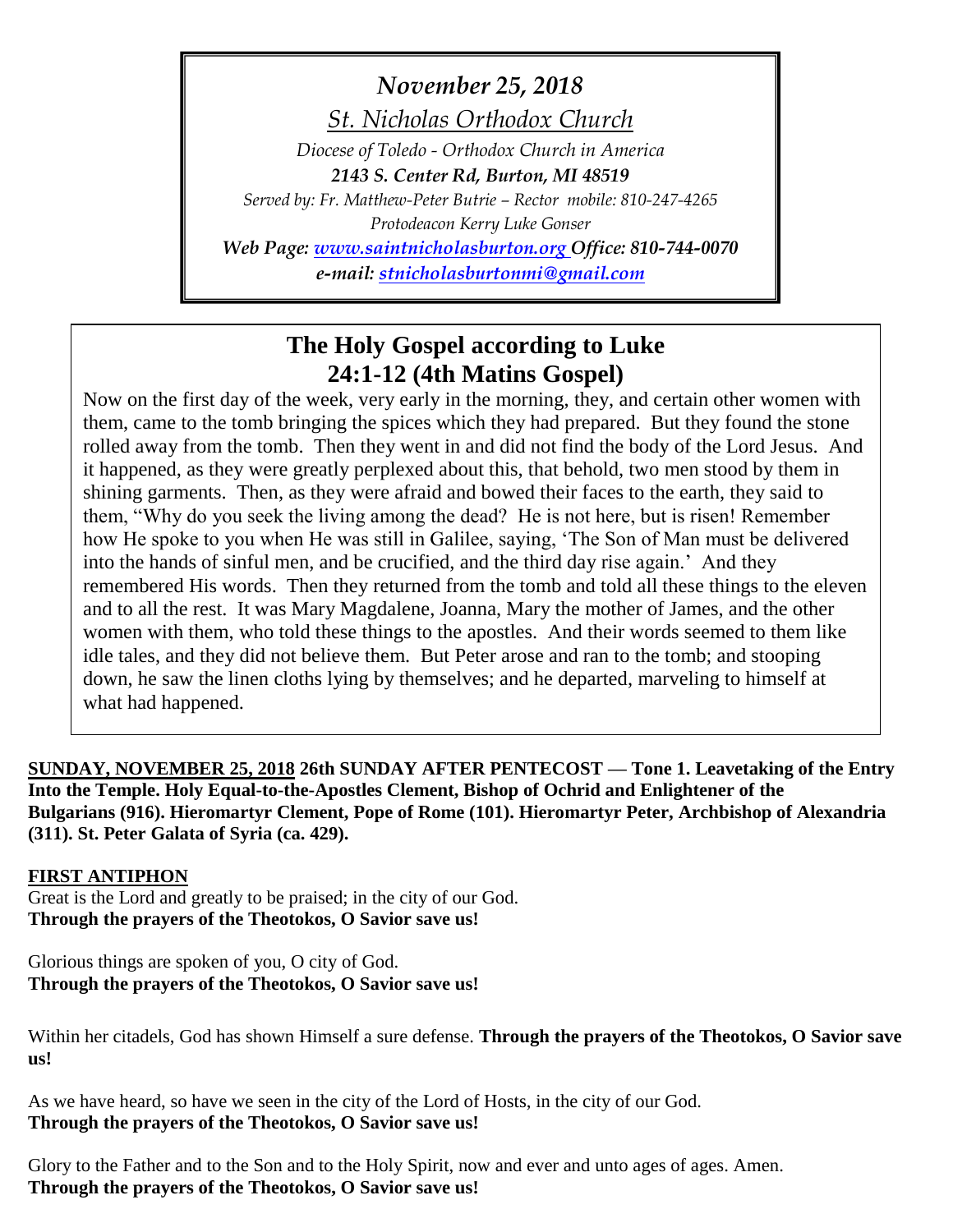*November 25, 2018*

*St. Nicholas Orthodox Church*

*Diocese of Toledo - Orthodox Church in America*

***2143 S. Center Rd, Burton, MI 48519***

*Served by: Fr. Matthew-Peter Butrie – Rector mobile: 810-247-4265*

*Protodeacon Kerry Luke Gonser*

***Web Page: www.saintnicholasburton.org Office: 810-744-0070***

***e-mail: stnicholasburtonmi@gmail.com***

## The Holy Gospel according to Luke 24:1-12 (4th Matins Gospel)

Now on the first day of the week, very early in the morning, they, and certain other women with them, came to the tomb bringing the spices which they had prepared. But they found the stone rolled away from the tomb. Then they went in and did not find the body of the Lord Jesus. And it happened, as they were greatly perplexed about this, that behold, two men stood by them in shining garments. Then, as they were afraid and bowed their faces to the earth, they said to them, "Why do you seek the living among the dead? He is not here, but is risen! Remember how He spoke to you when He was still in Galilee, saying, 'The Son of Man must be delivered into the hands of sinful men, and be crucified, and the third day rise again.' And they remembered His words. Then they returned from the tomb and told all these things to the eleven and to all the rest. It was Mary Magdalene, Joanna, Mary the mother of James, and the other women with them, who told these things to the apostles. And their words seemed to them like idle tales, and they did not believe them. But Peter arose and ran to the tomb; and stooping down, he saw the linen cloths lying by themselves; and he departed, marveling to himself at what had happened.

**SUNDAY, NOVEMBER 25, 2018 26th SUNDAY AFTER PENTECOST — Tone 1. Leavetaking of the Entry Into the Temple. Holy Equal-to-the-Apostles Clement, Bishop of Ochrid and Enlightener of the Bulgarians (916). Hieromartyr Clement, Pope of Rome (101). Hieromartyr Peter, Archbishop of Alexandria (311). St. Peter Galata of Syria (ca. 429).**

**FIRST ANTIPHON**

Great is the Lord and greatly to be praised; in the city of our God.
**Through the prayers of the Theotokos, O Savior save us!**

Glorious things are spoken of you, O city of God.
**Through the prayers of the Theotokos, O Savior save us!**

Within her citadels, God has shown Himself a sure defense. **Through the prayers of the Theotokos, O Savior save us!**

As we have heard, so have we seen in the city of the Lord of Hosts, in the city of our God.
**Through the prayers of the Theotokos, O Savior save us!**

Glory to the Father and to the Son and to the Holy Spirit, now and ever and unto ages of ages. Amen.
**Through the prayers of the Theotokos, O Savior save us!**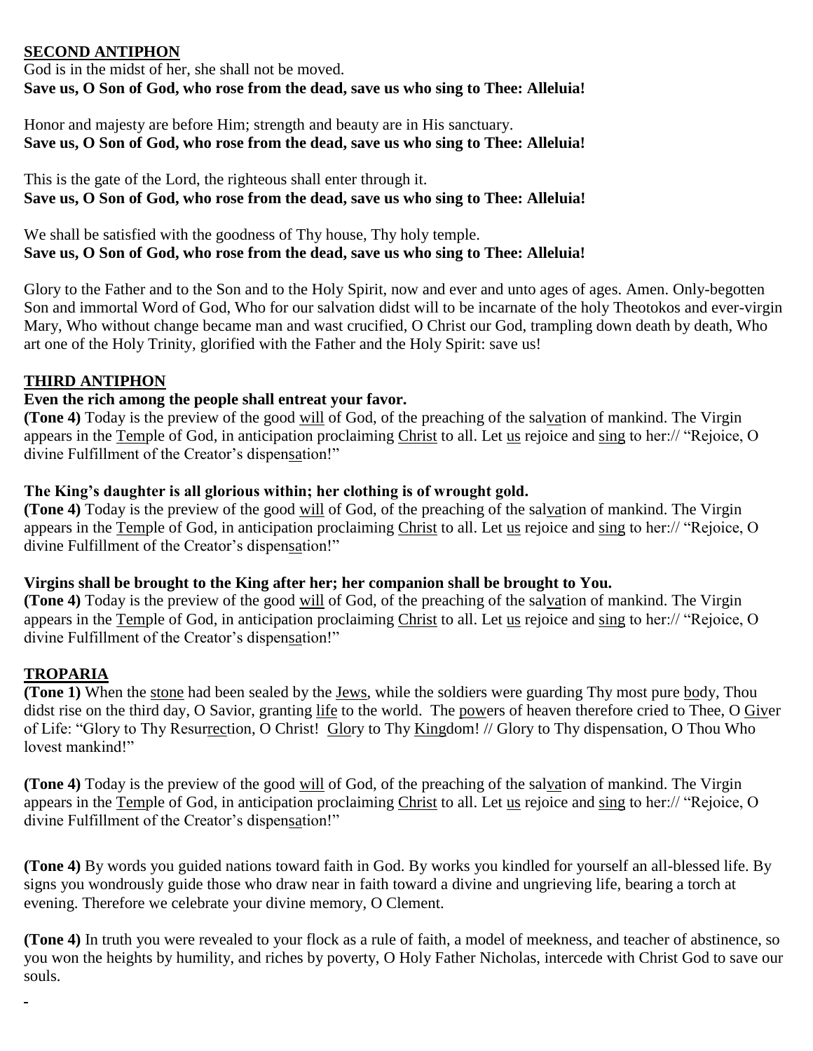## SECOND ANTIPHON

God is in the midst of her, she shall not be moved.
**Save us, O Son of God, who rose from the dead, save us who sing to Thee: Alleluia!**

Honor and majesty are before Him; strength and beauty are in His sanctuary.
**Save us, O Son of God, who rose from the dead, save us who sing to Thee: Alleluia!**

This is the gate of the Lord, the righteous shall enter through it.
**Save us, O Son of God, who rose from the dead, save us who sing to Thee: Alleluia!**

We shall be satisfied with the goodness of Thy house, Thy holy temple.
**Save us, O Son of God, who rose from the dead, save us who sing to Thee: Alleluia!**

Glory to the Father and to the Son and to the Holy Spirit, now and ever and unto ages of ages. Amen. Only-begotten Son and immortal Word of God, Who for our salvation didst will to be incarnate of the holy Theotokos and ever-virgin Mary, Who without change became man and wast crucified, O Christ our God, trampling down death by death, Who art one of the Holy Trinity, glorified with the Father and the Holy Spirit: save us!

## THIRD ANTIPHON

**Even the rich among the people shall entreat your favor.**
**(Tone 4)** Today is the preview of the good will of God, of the preaching of the salvation of mankind. The Virgin appears in the Temple of God, in anticipation proclaiming Christ to all. Let us rejoice and sing to her:// "Rejoice, O divine Fulfillment of the Creator's dispensation!"

**The King's daughter is all glorious within; her clothing is of wrought gold.**
**(Tone 4)** Today is the preview of the good will of God, of the preaching of the salvation of mankind. The Virgin appears in the Temple of God, in anticipation proclaiming Christ to all. Let us rejoice and sing to her:// "Rejoice, O divine Fulfillment of the Creator's dispensation!"

**Virgins shall be brought to the King after her; her companion shall be brought to You.**
**(Tone 4)** Today is the preview of the good will of God, of the preaching of the salvation of mankind. The Virgin appears in the Temple of God, in anticipation proclaiming Christ to all. Let us rejoice and sing to her:// "Rejoice, O divine Fulfillment of the Creator's dispensation!"

## TROPARIA

**(Tone 1)** When the stone had been sealed by the Jews, while the soldiers were guarding Thy most pure body, Thou didst rise on the third day, O Savior, granting life to the world. The powers of heaven therefore cried to Thee, O Giver of Life: "Glory to Thy Resurrection, O Christ! Glory to Thy Kingdom! // Glory to Thy dispensation, O Thou Who lovest mankind!"

**(Tone 4)** Today is the preview of the good will of God, of the preaching of the salvation of mankind. The Virgin appears in the Temple of God, in anticipation proclaiming Christ to all. Let us rejoice and sing to her:// "Rejoice, O divine Fulfillment of the Creator's dispensation!"

**(Tone 4)** By words you guided nations toward faith in God. By works you kindled for yourself an all-blessed life. By signs you wondrously guide those who draw near in faith toward a divine and ungrieving life, bearing a torch at evening. Therefore we celebrate your divine memory, O Clement.

**(Tone 4)** In truth you were revealed to your flock as a rule of faith, a model of meekness, and teacher of abstinence, so you won the heights by humility, and riches by poverty, O Holy Father Nicholas, intercede with Christ God to save our souls.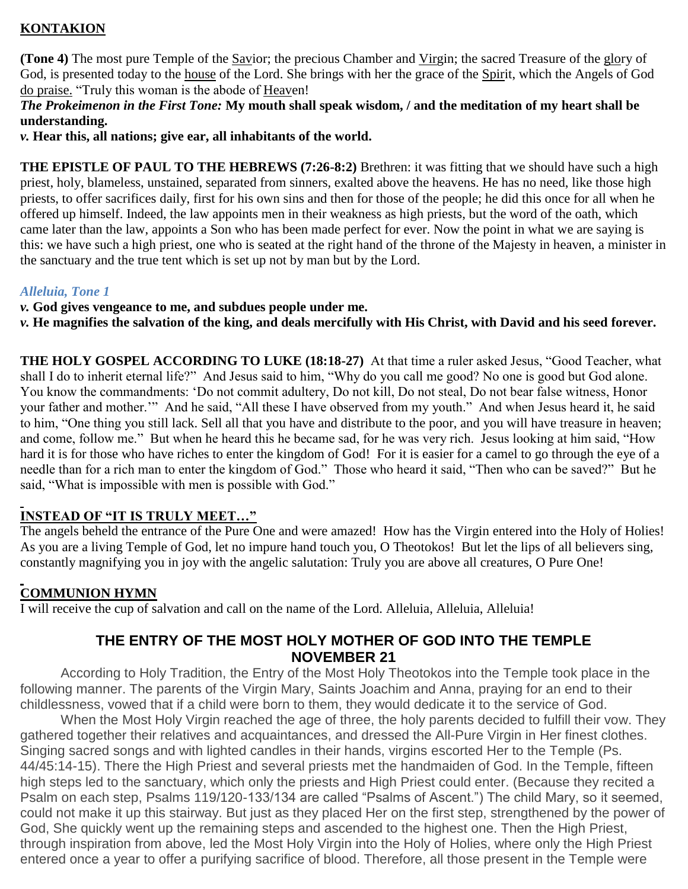**KONTAKION**

**(Tone 4)** The most pure Temple of the Savior; the precious Chamber and Virgin; the sacred Treasure of the glory of God, is presented today to the house of the Lord. She brings with her the grace of the Spirit, which the Angels of God do praise. "Truly this woman is the abode of Heaven!

***The Prokeimenon in the First Tone:*** **My mouth shall speak wisdom, / and the meditation of my heart shall be understanding.**

***v.*** **Hear this, all nations; give ear, all inhabitants of the world.**

**THE EPISTLE OF PAUL TO THE HEBREWS (7:26-8:2)** Brethren: it was fitting that we should have such a high priest, holy, blameless, unstained, separated from sinners, exalted above the heavens. He has no need, like those high priests, to offer sacrifices daily, first for his own sins and then for those of the people; he did this once for all when he offered up himself. Indeed, the law appoints men in their weakness as high priests, but the word of the oath, which came later than the law, appoints a Son who has been made perfect for ever. Now the point in what we are saying is this: we have such a high priest, one who is seated at the right hand of the throne of the Majesty in heaven, a minister in the sanctuary and the true tent which is set up not by man but by the Lord.

***Alleluia, Tone 1***

***v.*** **God gives vengeance to me, and subdues people under me.**

***v.*** **He magnifies the salvation of the king, and deals mercifully with His Christ, with David and his seed forever.**

**THE HOLY GOSPEL ACCORDING TO LUKE (18:18-27)** At that time a ruler asked Jesus, "Good Teacher, what shall I do to inherit eternal life?" And Jesus said to him, "Why do you call me good? No one is good but God alone. You know the commandments: 'Do not commit adultery, Do not kill, Do not steal, Do not bear false witness, Honor your father and mother.'" And he said, "All these I have observed from my youth." And when Jesus heard it, he said to him, "One thing you still lack. Sell all that you have and distribute to the poor, and you will have treasure in heaven; and come, follow me." But when he heard this he became sad, for he was very rich. Jesus looking at him said, "How hard it is for those who have riches to enter the kingdom of God! For it is easier for a camel to go through the eye of a needle than for a rich man to enter the kingdom of God." Those who heard it said, "Then who can be saved?" But he said, "What is impossible with men is possible with God."

**INSTEAD OF "IT IS TRULY MEET…"**

The angels beheld the entrance of the Pure One and were amazed! How has the Virgin entered into the Holy of Holies! As you are a living Temple of God, let no impure hand touch you, O Theotokos! But let the lips of all believers sing, constantly magnifying you in joy with the angelic salutation: Truly you are above all creatures, O Pure One!

**COMMUNION HYMN**

I will receive the cup of salvation and call on the name of the Lord. Alleluia, Alleluia, Alleluia!

## THE ENTRY OF THE MOST HOLY MOTHER OF GOD INTO THE TEMPLE NOVEMBER 21

According to Holy Tradition, the Entry of the Most Holy Theotokos into the Temple took place in the following manner. The parents of the Virgin Mary, Saints Joachim and Anna, praying for an end to their childlessness, vowed that if a child were born to them, they would dedicate it to the service of God.

When the Most Holy Virgin reached the age of three, the holy parents decided to fulfill their vow. They gathered together their relatives and acquaintances, and dressed the All-Pure Virgin in Her finest clothes. Singing sacred songs and with lighted candles in their hands, virgins escorted Her to the Temple (Ps. 44/45:14-15). There the High Priest and several priests met the handmaiden of God. In the Temple, fifteen high steps led to the sanctuary, which only the priests and High Priest could enter. (Because they recited a Psalm on each step, Psalms 119/120-133/134 are called "Psalms of Ascent.") The child Mary, so it seemed, could not make it up this stairway. But just as they placed Her on the first step, strengthened by the power of God, She quickly went up the remaining steps and ascended to the highest one. Then the High Priest, through inspiration from above, led the Most Holy Virgin into the Holy of Holies, where only the High Priest entered once a year to offer a purifying sacrifice of blood. Therefore, all those present in the Temple were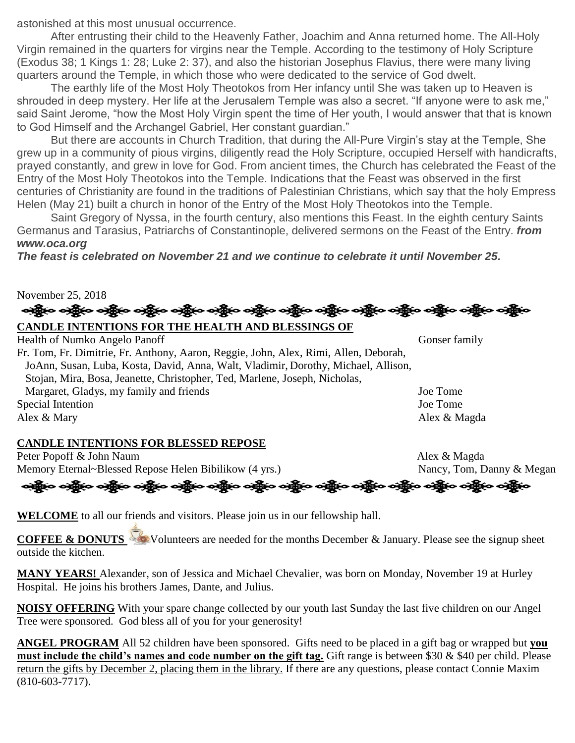astonished at this most unusual occurrence.

After entrusting their child to the Heavenly Father, Joachim and Anna returned home. The All-Holy Virgin remained in the quarters for virgins near the Temple. According to the testimony of Holy Scripture (Exodus 38; 1 Kings 1: 28; Luke 2: 37), and also the historian Josephus Flavius, there were many living quarters around the Temple, in which those who were dedicated to the service of God dwelt.

The earthly life of the Most Holy Theotokos from Her infancy until She was taken up to Heaven is shrouded in deep mystery. Her life at the Jerusalem Temple was also a secret. "If anyone were to ask me," said Saint Jerome, "how the Most Holy Virgin spent the time of Her youth, I would answer that that is known to God Himself and the Archangel Gabriel, Her constant guardian."

But there are accounts in Church Tradition, that during the All-Pure Virgin's stay at the Temple, She grew up in a community of pious virgins, diligently read the Holy Scripture, occupied Herself with handicrafts, prayed constantly, and grew in love for God. From ancient times, the Church has celebrated the Feast of the Entry of the Most Holy Theotokos into the Temple. Indications that the Feast was observed in the first centuries of Christianity are found in the traditions of Palestinian Christians, which say that the holy Empress Helen (May 21) built a church in honor of the Entry of the Most Holy Theotokos into the Temple.

Saint Gregory of Nyssa, in the fourth century, also mentions this Feast. In the eighth century Saints Germanus and Tarasius, Patriarchs of Constantinople, delivered sermons on the Feast of the Entry. ***from www.oca.org***

***The feast is celebrated on November 21 and we continue to celebrate it until November 25.***

November 25, 2018

**CANDLE INTENTIONS FOR THE HEALTH AND BLESSINGS OF**

| | |
|---|---|
| Health of Numko Angelo Panoff | Gonser family |
| Fr. Tom, Fr. Dimitrie, Fr. Anthony, Aaron, Reggie, John, Alex, Rimi, Allen, Deborah, JoAnn, Susan, Luba, Kosta, David, Anna, Walt, Vladimir, Dorothy, Michael, Allison, Stojan, Mira, Bosa, Jeanette, Christopher, Ted, Marlene, Joseph, Nicholas, Margaret, Gladys, my family and friends | Joe Tome |
| Special Intention | Joe Tome |
| Alex & Mary | Alex & Magda |

**CANDLE INTENTIONS FOR BLESSED REPOSE**

| | |
|---|---|
| Peter Popoff & John Naum | Alex & Magda |
| Memory Eternal~Blessed Repose Helen Bibilikow (4 yrs.) | Nancy, Tom, Danny & Megan |

**WELCOME** to all our friends and visitors. Please join us in our fellowship hall.

**COFFEE & DONUTS** Volunteers are needed for the months December & January. Please see the signup sheet outside the kitchen.

**MANY YEARS!** Alexander, son of Jessica and Michael Chevalier, was born on Monday, November 19 at Hurley Hospital. He joins his brothers James, Dante, and Julius.

**NOISY OFFERING** With your spare change collected by our youth last Sunday the last five children on our Angel Tree were sponsored. God bless all of you for your generosity!

**ANGEL PROGRAM** All 52 children have been sponsored. Gifts need to be placed in a gift bag or wrapped but **you must include the child's names and code number on the gift tag.** Gift range is between $30 & $40 per child. Please return the gifts by December 2, placing them in the library. If there are any questions, please contact Connie Maxim (810-603-7717).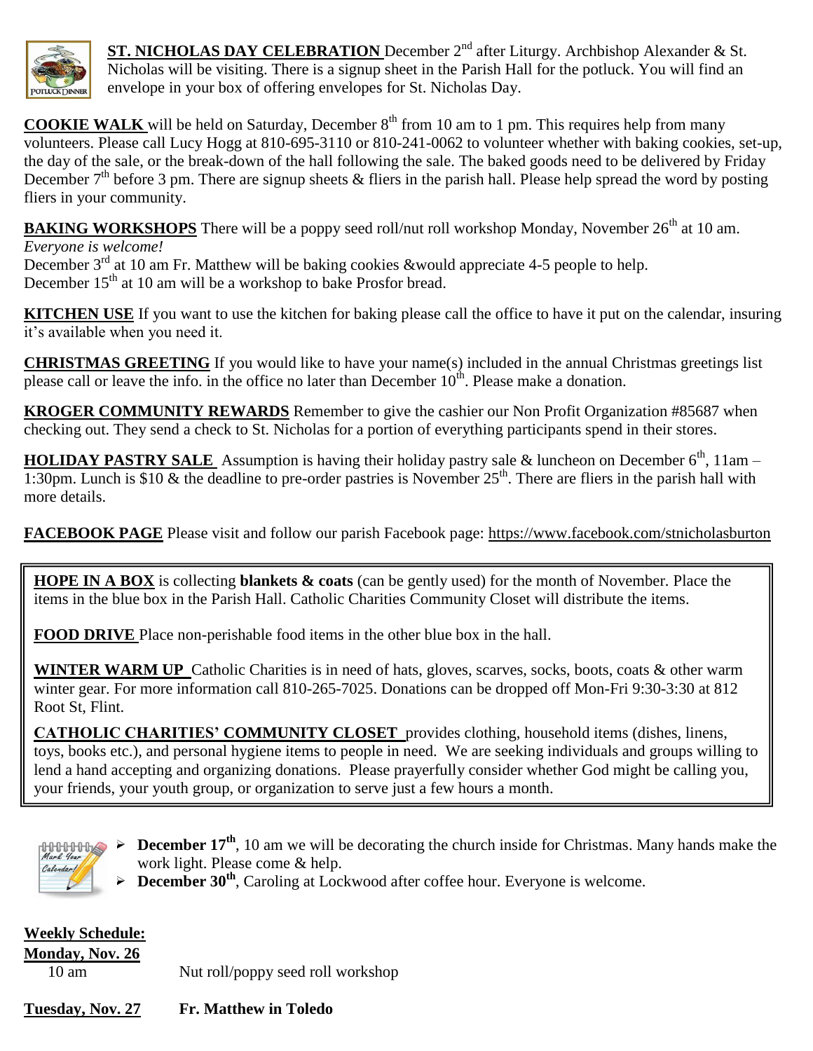**ST. NICHOLAS DAY CELEBRATION** December 2nd after Liturgy. Archbishop Alexander & St. Nicholas will be visiting. There is a signup sheet in the Parish Hall for the potluck. You will find an envelope in your box of offering envelopes for St. Nicholas Day.

**COOKIE WALK** will be held on Saturday, December 8th from 10 am to 1 pm. This requires help from many volunteers. Please call Lucy Hogg at 810-695-3110 or 810-241-0062 to volunteer whether with baking cookies, set-up, the day of the sale, or the break-down of the hall following the sale. The baked goods need to be delivered by Friday December 7th before 3 pm. There are signup sheets & fliers in the parish hall. Please help spread the word by posting fliers in your community.

**BAKING WORKSHOPS** There will be a poppy seed roll/nut roll workshop Monday, November 26th at 10 am. *Everyone is welcome!*
December 3rd at 10 am Fr. Matthew will be baking cookies &would appreciate 4-5 people to help.
December 15th at 10 am will be a workshop to bake Prosfor bread.

**KITCHEN USE** If you want to use the kitchen for baking please call the office to have it put on the calendar, insuring it's available when you need it.

**CHRISTMAS GREETING** If you would like to have your name(s) included in the annual Christmas greetings list please call or leave the info. in the office no later than December 10th. Please make a donation.

**KROGER COMMUNITY REWARDS** Remember to give the cashier our Non Profit Organization #85687 when checking out. They send a check to St. Nicholas for a portion of everything participants spend in their stores.

**HOLIDAY PASTRY SALE** Assumption is having their holiday pastry sale & luncheon on December 6th, 11am – 1:30pm. Lunch is $10 & the deadline to pre-order pastries is November 25th. There are fliers in the parish hall with more details.

**FACEBOOK PAGE** Please visit and follow our parish Facebook page: https://www.facebook.com/stnicholasburton

**HOPE IN A BOX** is collecting **blankets & coats** (can be gently used) for the month of November. Place the items in the blue box in the Parish Hall. Catholic Charities Community Closet will distribute the items.

**FOOD DRIVE** Place non-perishable food items in the other blue box in the hall.

**WINTER WARM UP** Catholic Charities is in need of hats, gloves, scarves, socks, boots, coats & other warm winter gear. For more information call 810-265-7025. Donations can be dropped off Mon-Fri 9:30-3:30 at 812 Root St, Flint.

**CATHOLIC CHARITIES' COMMUNITY CLOSET** provides clothing, household items (dishes, linens, toys, books etc.), and personal hygiene items to people in need. We are seeking individuals and groups willing to lend a hand accepting and organizing donations. Please prayerfully consider whether God might be calling you, your friends, your youth group, or organization to serve just a few hours a month.

- **December 17th**, 10 am we will be decorating the church inside for Christmas. Many hands make the work light. Please come & help.
- **December 30th**, Caroling at Lockwood after coffee hour. Everyone is welcome.

**Weekly Schedule:**

**Monday, Nov. 26**
10 am Nut roll/poppy seed roll workshop

**Tuesday, Nov. 27** **Fr. Matthew in Toledo**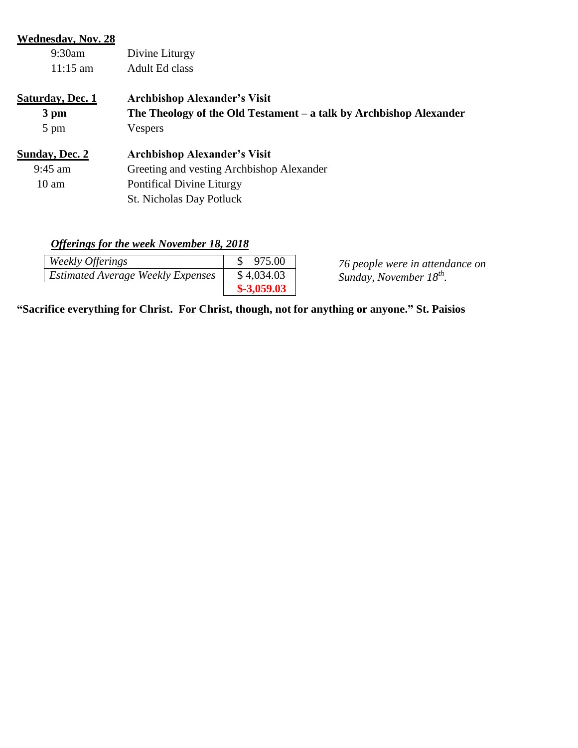**Wednesday, Nov. 28**

| | |
|---|---|
| 9:30am | Divine Liturgy |
| 11:15 am | Adult Ed class |

| | |
|---|---|
| **Saturday, Dec. 1** | **Archbishop Alexander's Visit** |
| **3 pm** | **The Theology of the Old Testament – a talk by Archbishop Alexander** |
| 5 pm | Vespers |

| | |
|---|---|
| **Sunday, Dec. 2** | **Archbishop Alexander's Visit** |
| 9:45 am | Greeting and vesting Archbishop Alexander |
| 10 am | Pontifical Divine Liturgy |
| | St. Nicholas Day Potluck |

***Offerings for the week November 18, 2018***

| | |
|---|---|
| *Weekly Offerings* | $ 975.00 |
| *Estimated Average Weekly Expenses* | $ 4,034.03 |
| | **$-3,059.03** |

*76 people were in attendance on Sunday, November 18th.*

**"Sacrifice everything for Christ. For Christ, though, not for anything or anyone." St. Paisios**